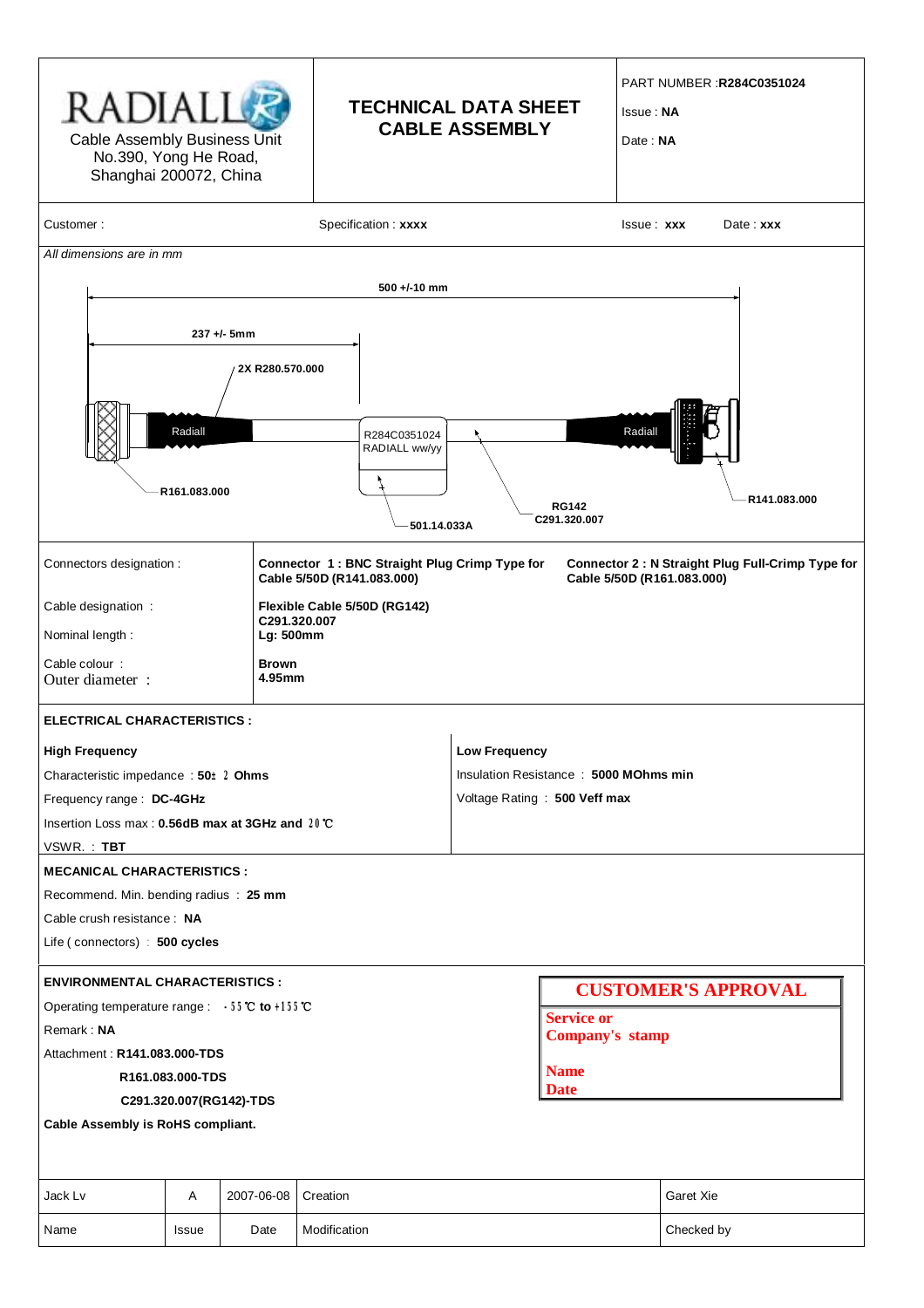RADIALL
Cable Assembly Business Unit
No.390, Yong He Road,
Shanghai 200072, China

# TECHNICAL DATA SHEET CABLE ASSEMBLY

PART NUMBER :**R284C0351024**

Issue : **NA**

Date : **NA**

Customer :

Specification : **xxxx**

Issue : **xxx**    Date : **xxx**

*All dimensions are in mm*

**500 +/-10 mm**

**237 +/- 5mm**

**2X R280.570.000**

Radiall

R284C0351024
RADIALL ww/yy

Radiall

**R161.083.000**

**501.14.033A**

**RG142**
**C291.320.007**

**R141.083.000**

| | | |
|---|---|---|
| Connectors designation : | **Connector 1 : BNC Straight Plug Crimp Type for Cable 5/50D (R141.083.000)** | **Connector 2 : N Straight Plug Full-Crimp Type for Cable 5/50D (R161.083.000)** |
| Cable designation : | **Flexible Cable 5/50D (RG142)** **C291.320.007** | |
| Nominal length : | **Lg: 500mm** | |
| Cable colour : | **Brown** | |
| Outer diameter : | **4.95mm** | |

**ELECTRICAL CHARACTERISTICS :**

**High Frequency**

Characteristic impedance : **50± 2 Ohms**

Frequency range : **DC-4GHz**

Insertion Loss max : **0.56dB max at 3GHz and 20℃**

VSWR. : **TBT**

**Low Frequency**

Insulation Resistance : **5000 MOhms min**

Voltage Rating : **500 Veff max**

**MECANICAL CHARACTERISTICS :**

Recommend. Min. bending radius : **25 mm**

Cable crush resistance : **NA**

Life ( connectors) : **500 cycles**

**ENVIRONMENTAL CHARACTERISTICS :**

Operating temperature range : **-55℃ to +155℃**

Remark : **NA**

Attachment : **R141.083.000-TDS**

**R161.083.000-TDS**

**C291.320.007(RG142)-TDS**

**Cable Assembly is RoHS compliant.**

**CUSTOMER'S APPROVAL**

**Service or**
**Company's stamp**

**Name**
**Date**

| | | | | |
|---|---|---|---|---|
| Jack Lv | A | 2007-06-08 | Creation | Garet Xie |
| Name | Issue | Date | Modification | Checked by |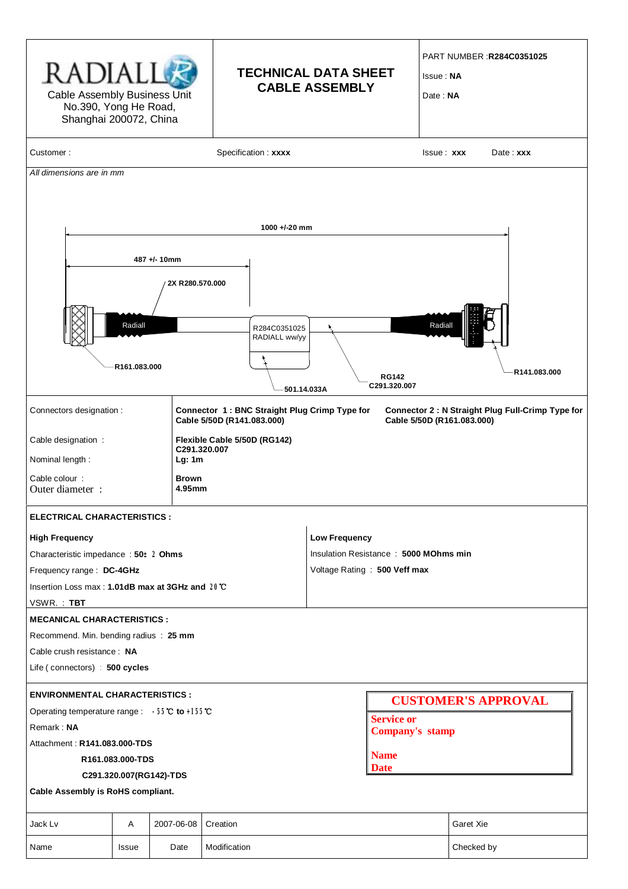**RADIALL**
Cable Assembly Business Unit
No.390, Yong He Road,
Shanghai 200072, China

# TECHNICAL DATA SHEET
# CABLE ASSEMBLY

PART NUMBER :**R284C0351025**
Issue : **NA**
Date : **NA**

Customer :

Specification : **xxxx**

Issue : **xxx** Date : **xxx**

*All dimensions are in mm*

1000 +/-20 mm
487 +/- 10mm
2X R280.570.000
Radiall
R284C0351025
RADIALL ww/yy
Radiall
R161.083.000
501.14.033A
RG142
C291.320.007
R141.083.000

| | | |
|---|---|---|
| Connectors designation : | **Connector 1 : BNC Straight Plug Crimp Type for Cable 5/50D (R141.083.000)** | **Connector 2 : N Straight Plug Full-Crimp Type for Cable 5/50D (R161.083.000)** |
| Cable designation : | **Flexible Cable 5/50D (RG142) C291.320.007** | |
| Nominal length : | **Lg: 1m** | |
| Cable colour : | **Brown** | |
| Outer diameter : | **4.95mm** | |

**ELECTRICAL CHARACTERISTICS :**

| **High Frequency** | **Low Frequency** |
|---|---|
| Characteristic impedance : **50± 2 Ohms** | Insulation Resistance : **5000 MOhms min** |
| Frequency range : **DC-4GHz** | Voltage Rating : **500 Veff max** |
| Insertion Loss max : **1.01dB max at 3GHz and 20℃** | |
| VSWR. : **TBT** | |

**MECANICAL CHARACTERISTICS :**

Recommend. Min. bending radius : **25 mm**

Cable crush resistance : **NA**

Life ( connectors) : **500 cycles**

**ENVIRONMENTAL CHARACTERISTICS :**

Operating temperature range : **-55℃ to +155℃**

Remark : **NA**

Attachment : **R141.083.000-TDS**
**R161.083.000-TDS**
**C291.320.007(RG142)-TDS**

**Cable Assembly is RoHS compliant.**

**CUSTOMER'S APPROVAL**

**Service or Company's stamp**

**Name**
**Date**

| | | | | |
|---|---|---|---|---|
| Jack Lv | A | 2007-06-08 | Creation | Garet Xie |
| Name | Issue | Date | Modification | Checked by |